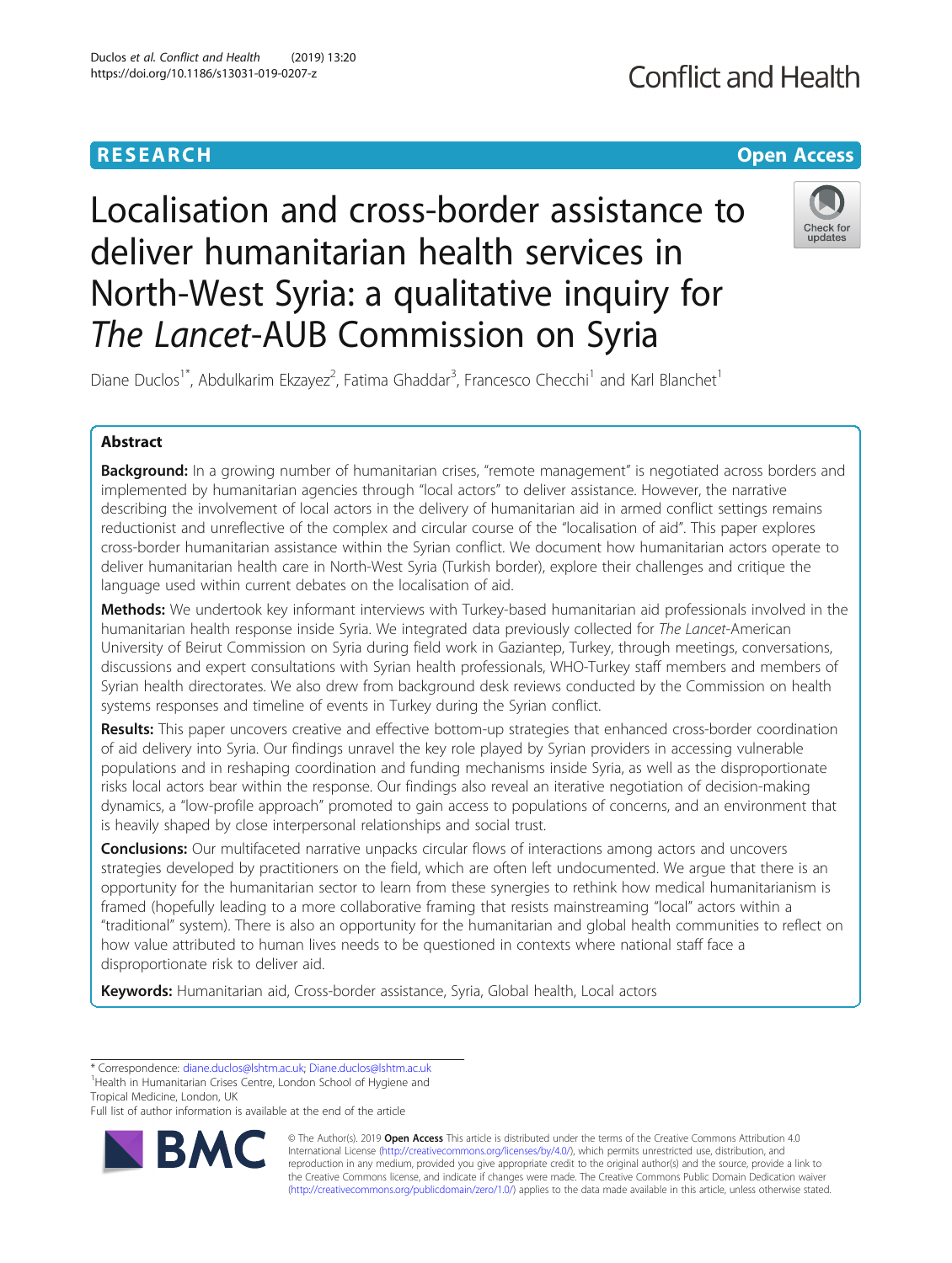RESEARCH

Open Access

# Localisation and cross-border assistance to deliver humanitarian health services in North-West Syria: a qualitative inquiry for *The Lancet*-AUB Commission on Syria

Diane Duclos[1*], Abdulkarim Ekzayez[2], Fatima Ghaddar[3], Francesco Checchi[1] and Karl Blanchet[1]

## Abstract

**Background:** In a growing number of humanitarian crises, "remote management" is negotiated across borders and implemented by humanitarian agencies through "local actors" to deliver assistance. However, the narrative describing the involvement of local actors in the delivery of humanitarian aid in armed conflict settings remains reductionist and unreflective of the complex and circular course of the "localisation of aid". This paper explores cross-border humanitarian assistance within the Syrian conflict. We document how humanitarian actors operate to deliver humanitarian health care in North-West Syria (Turkish border), explore their challenges and critique the language used within current debates on the localisation of aid.

**Methods:** We undertook key informant interviews with Turkey-based humanitarian aid professionals involved in the humanitarian health response inside Syria. We integrated data previously collected for *The Lancet*-American University of Beirut Commission on Syria during field work in Gaziantep, Turkey, through meetings, conversations, discussions and expert consultations with Syrian health professionals, WHO-Turkey staff members and members of Syrian health directorates. We also drew from background desk reviews conducted by the Commission on health systems responses and timeline of events in Turkey during the Syrian conflict.

**Results:** This paper uncovers creative and effective bottom-up strategies that enhanced cross-border coordination of aid delivery into Syria. Our findings unravel the key role played by Syrian providers in accessing vulnerable populations and in reshaping coordination and funding mechanisms inside Syria, as well as the disproportionate risks local actors bear within the response. Our findings also reveal an iterative negotiation of decision-making dynamics, a "low-profile approach" promoted to gain access to populations of concerns, and an environment that is heavily shaped by close interpersonal relationships and social trust.

**Conclusions:** Our multifaceted narrative unpacks circular flows of interactions among actors and uncovers strategies developed by practitioners on the field, which are often left undocumented. We argue that there is an opportunity for the humanitarian sector to learn from these synergies to rethink how medical humanitarianism is framed (hopefully leading to a more collaborative framing that resists mainstreaming "local" actors within a "traditional" system). There is also an opportunity for the humanitarian and global health communities to reflect on how value attributed to human lives needs to be questioned in contexts where national staff face a disproportionate risk to deliver aid.

**Keywords:** Humanitarian aid, Cross-border assistance, Syria, Global health, Local actors

---

\* Correspondence: diane.duclos@lshtm.ac.uk; Diane.duclos@lshtm.ac.uk
[1]Health in Humanitarian Crises Centre, London School of Hygiene and Tropical Medicine, London, UK
Full list of author information is available at the end of the article

© The Author(s). 2019 **Open Access** This article is distributed under the terms of the Creative Commons Attribution 4.0 International License (http://creativecommons.org/licenses/by/4.0/), which permits unrestricted use, distribution, and reproduction in any medium, provided you give appropriate credit to the original author(s) and the source, provide a link to the Creative Commons license, and indicate if changes were made. The Creative Commons Public Domain Dedication waiver (http://creativecommons.org/publicdomain/zero/1.0/) applies to the data made available in this article, unless otherwise stated.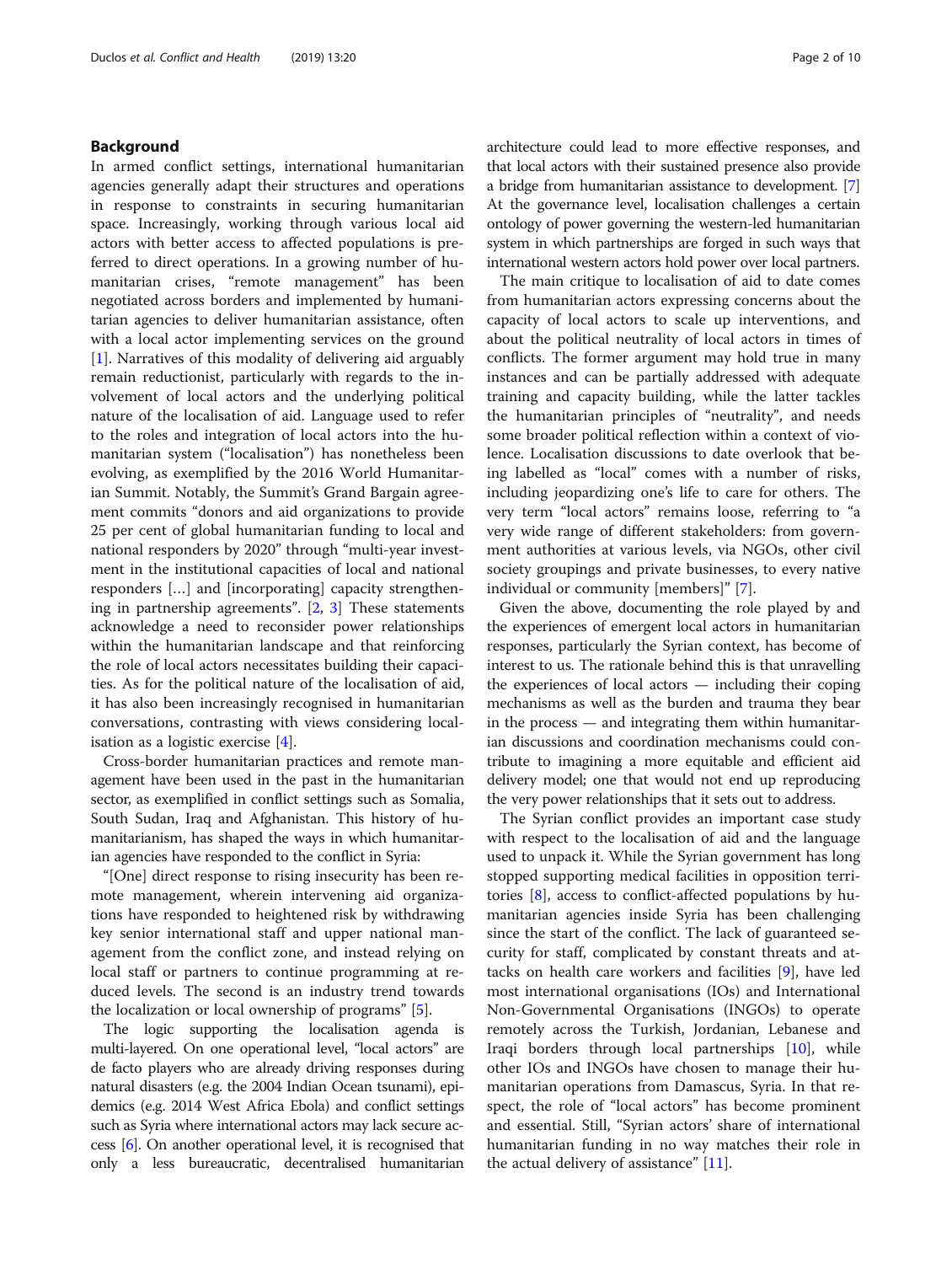## Background

In armed conflict settings, international humanitarian agencies generally adapt their structures and operations in response to constraints in securing humanitarian space. Increasingly, working through various local aid actors with better access to affected populations is preferred to direct operations. In a growing number of humanitarian crises, "remote management" has been negotiated across borders and implemented by humanitarian agencies to deliver humanitarian assistance, often with a local actor implementing services on the ground [1]. Narratives of this modality of delivering aid arguably remain reductionist, particularly with regards to the involvement of local actors and the underlying political nature of the localisation of aid. Language used to refer to the roles and integration of local actors into the humanitarian system ("localisation") has nonetheless been evolving, as exemplified by the 2016 World Humanitarian Summit. Notably, the Summit's Grand Bargain agreement commits "donors and aid organizations to provide 25 per cent of global humanitarian funding to local and national responders by 2020" through "multi-year investment in the institutional capacities of local and national responders […] and [incorporating] capacity strengthening in partnership agreements". [2, 3] These statements acknowledge a need to reconsider power relationships within the humanitarian landscape and that reinforcing the role of local actors necessitates building their capacities. As for the political nature of the localisation of aid, it has also been increasingly recognised in humanitarian conversations, contrasting with views considering localisation as a logistic exercise [4].

Cross-border humanitarian practices and remote management have been used in the past in the humanitarian sector, as exemplified in conflict settings such as Somalia, South Sudan, Iraq and Afghanistan. This history of humanitarianism, has shaped the ways in which humanitarian agencies have responded to the conflict in Syria:

"[One] direct response to rising insecurity has been remote management, wherein intervening aid organizations have responded to heightened risk by withdrawing key senior international staff and upper national management from the conflict zone, and instead relying on local staff or partners to continue programming at reduced levels. The second is an industry trend towards the localization or local ownership of programs" [5].

The logic supporting the localisation agenda is multi-layered. On one operational level, "local actors" are de facto players who are already driving responses during natural disasters (e.g. the 2004 Indian Ocean tsunami), epidemics (e.g. 2014 West Africa Ebola) and conflict settings such as Syria where international actors may lack secure access [6]. On another operational level, it is recognised that only a less bureaucratic, decentralised humanitarian architecture could lead to more effective responses, and that local actors with their sustained presence also provide a bridge from humanitarian assistance to development. [7] At the governance level, localisation challenges a certain ontology of power governing the western-led humanitarian system in which partnerships are forged in such ways that international western actors hold power over local partners.

The main critique to localisation of aid to date comes from humanitarian actors expressing concerns about the capacity of local actors to scale up interventions, and about the political neutrality of local actors in times of conflicts. The former argument may hold true in many instances and can be partially addressed with adequate training and capacity building, while the latter tackles the humanitarian principles of "neutrality", and needs some broader political reflection within a context of violence. Localisation discussions to date overlook that being labelled as "local" comes with a number of risks, including jeopardizing one's life to care for others. The very term "local actors" remains loose, referring to "a very wide range of different stakeholders: from government authorities at various levels, via NGOs, other civil society groupings and private businesses, to every native individual or community [members]" [7].

Given the above, documenting the role played by and the experiences of emergent local actors in humanitarian responses, particularly the Syrian context, has become of interest to us. The rationale behind this is that unravelling the experiences of local actors — including their coping mechanisms as well as the burden and trauma they bear in the process — and integrating them within humanitarian discussions and coordination mechanisms could contribute to imagining a more equitable and efficient aid delivery model; one that would not end up reproducing the very power relationships that it sets out to address.

The Syrian conflict provides an important case study with respect to the localisation of aid and the language used to unpack it. While the Syrian government has long stopped supporting medical facilities in opposition territories [8], access to conflict-affected populations by humanitarian agencies inside Syria has been challenging since the start of the conflict. The lack of guaranteed security for staff, complicated by constant threats and attacks on health care workers and facilities [9], have led most international organisations (IOs) and International Non-Governmental Organisations (INGOs) to operate remotely across the Turkish, Jordanian, Lebanese and Iraqi borders through local partnerships [10], while other IOs and INGOs have chosen to manage their humanitarian operations from Damascus, Syria. In that respect, the role of "local actors" has become prominent and essential. Still, "Syrian actors' share of international humanitarian funding in no way matches their role in the actual delivery of assistance" [11].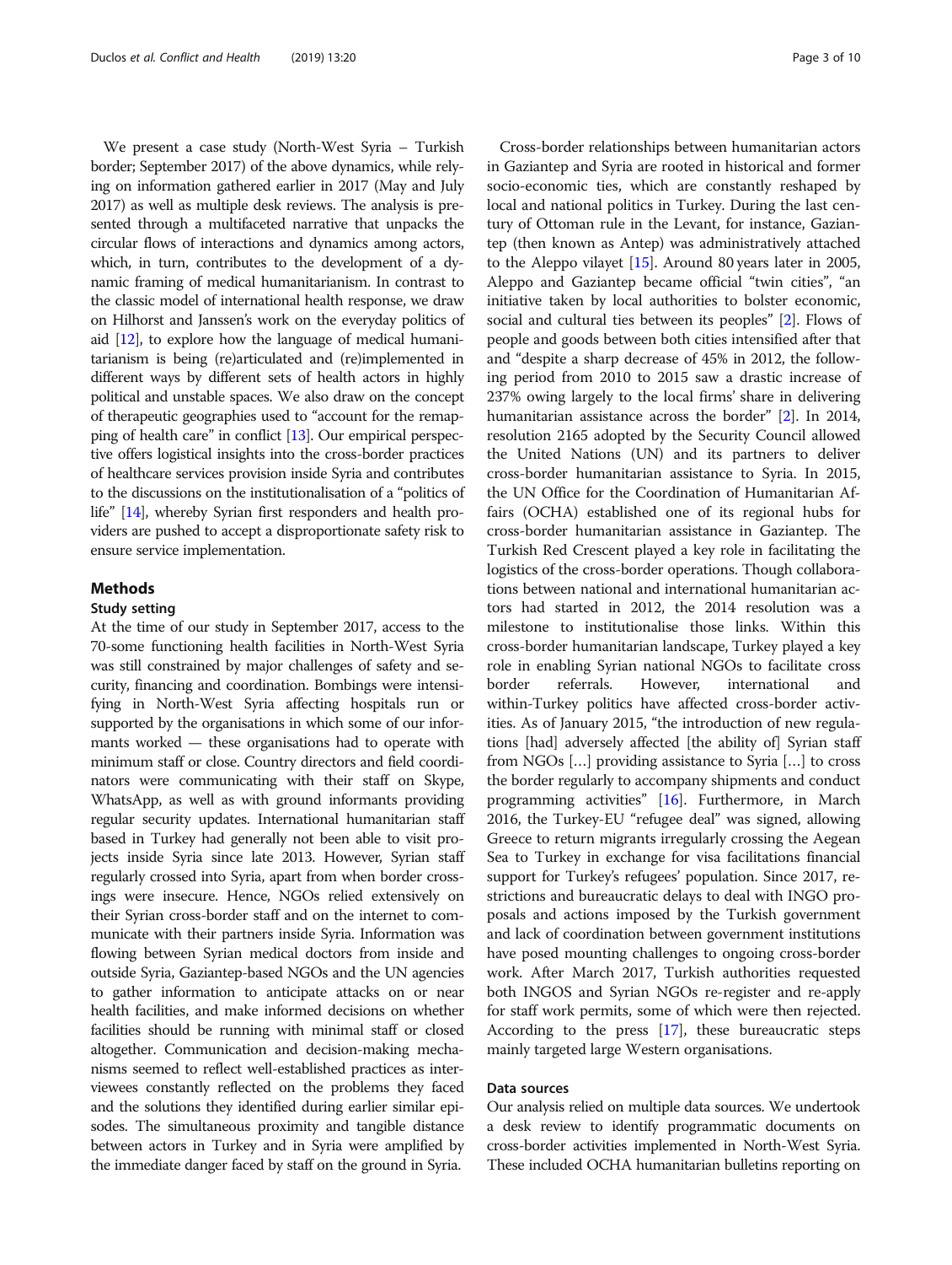We present a case study (North-West Syria – Turkish border; September 2017) of the above dynamics, while relying on information gathered earlier in 2017 (May and July 2017) as well as multiple desk reviews. The analysis is presented through a multifaceted narrative that unpacks the circular flows of interactions and dynamics among actors, which, in turn, contributes to the development of a dynamic framing of medical humanitarianism. In contrast to the classic model of international health response, we draw on Hilhorst and Janssen's work on the everyday politics of aid [12], to explore how the language of medical humanitarianism is being (re)articulated and (re)implemented in different ways by different sets of health actors in highly political and unstable spaces. We also draw on the concept of therapeutic geographies used to "account for the remapping of health care" in conflict [13]. Our empirical perspective offers logistical insights into the cross-border practices of healthcare services provision inside Syria and contributes to the discussions on the institutionalisation of a "politics of life" [14], whereby Syrian first responders and health providers are pushed to accept a disproportionate safety risk to ensure service implementation.

## Methods

### Study setting

At the time of our study in September 2017, access to the 70-some functioning health facilities in North-West Syria was still constrained by major challenges of safety and security, financing and coordination. Bombings were intensifying in North-West Syria affecting hospitals run or supported by the organisations in which some of our informants worked — these organisations had to operate with minimum staff or close. Country directors and field coordinators were communicating with their staff on Skype, WhatsApp, as well as with ground informants providing regular security updates. International humanitarian staff based in Turkey had generally not been able to visit projects inside Syria since late 2013. However, Syrian staff regularly crossed into Syria, apart from when border crossings were insecure. Hence, NGOs relied extensively on their Syrian cross-border staff and on the internet to communicate with their partners inside Syria. Information was flowing between Syrian medical doctors from inside and outside Syria, Gaziantep-based NGOs and the UN agencies to gather information to anticipate attacks on or near health facilities, and make informed decisions on whether facilities should be running with minimal staff or closed altogether. Communication and decision-making mechanisms seemed to reflect well-established practices as interviewees constantly reflected on the problems they faced and the solutions they identified during earlier similar episodes. The simultaneous proximity and tangible distance between actors in Turkey and in Syria were amplified by the immediate danger faced by staff on the ground in Syria.

Cross-border relationships between humanitarian actors in Gaziantep and Syria are rooted in historical and former socio-economic ties, which are constantly reshaped by local and national politics in Turkey. During the last century of Ottoman rule in the Levant, for instance, Gaziantep (then known as Antep) was administratively attached to the Aleppo vilayet [15]. Around 80 years later in 2005, Aleppo and Gaziantep became official "twin cities", "an initiative taken by local authorities to bolster economic, social and cultural ties between its peoples" [2]. Flows of people and goods between both cities intensified after that and "despite a sharp decrease of 45% in 2012, the following period from 2010 to 2015 saw a drastic increase of 237% owing largely to the local firms' share in delivering humanitarian assistance across the border" [2]. In 2014, resolution 2165 adopted by the Security Council allowed the United Nations (UN) and its partners to deliver cross-border humanitarian assistance to Syria. In 2015, the UN Office for the Coordination of Humanitarian Affairs (OCHA) established one of its regional hubs for cross-border humanitarian assistance in Gaziantep. The Turkish Red Crescent played a key role in facilitating the logistics of the cross-border operations. Though collaborations between national and international humanitarian actors had started in 2012, the 2014 resolution was a milestone to institutionalise those links. Within this cross-border humanitarian landscape, Turkey played a key role in enabling Syrian national NGOs to facilitate cross border referrals. However, international and within-Turkey politics have affected cross-border activities. As of January 2015, "the introduction of new regulations [had] adversely affected [the ability of] Syrian staff from NGOs [...] providing assistance to Syria [...] to cross the border regularly to accompany shipments and conduct programming activities" [16]. Furthermore, in March 2016, the Turkey-EU "refugee deal" was signed, allowing Greece to return migrants irregularly crossing the Aegean Sea to Turkey in exchange for visa facilitations financial support for Turkey's refugees' population. Since 2017, restrictions and bureaucratic delays to deal with INGO proposals and actions imposed by the Turkish government and lack of coordination between government institutions have posed mounting challenges to ongoing cross-border work. After March 2017, Turkish authorities requested both INGOS and Syrian NGOs re-register and re-apply for staff work permits, some of which were then rejected. According to the press [17], these bureaucratic steps mainly targeted large Western organisations.

### Data sources

Our analysis relied on multiple data sources. We undertook a desk review to identify programmatic documents on cross-border activities implemented in North-West Syria. These included OCHA humanitarian bulletins reporting on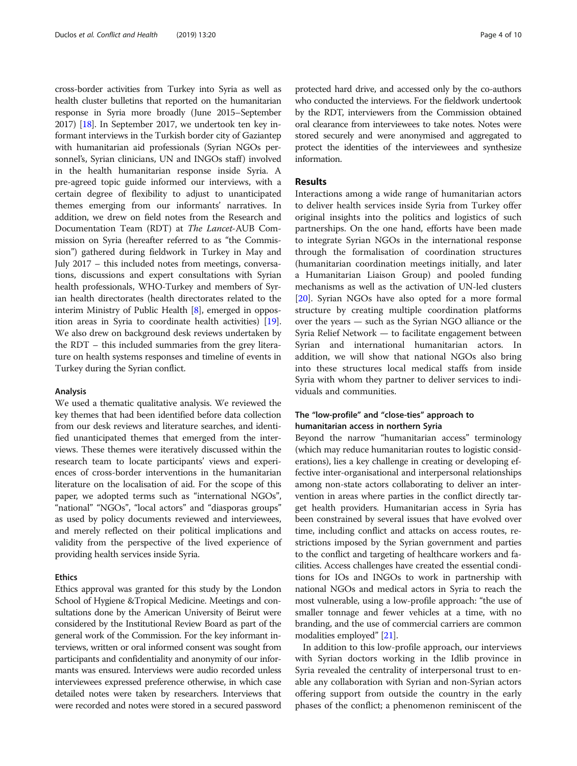cross-border activities from Turkey into Syria as well as health cluster bulletins that reported on the humanitarian response in Syria more broadly (June 2015–September 2017) [18]. In September 2017, we undertook ten key informant interviews in the Turkish border city of Gaziantep with humanitarian aid professionals (Syrian NGOs personnel's, Syrian clinicians, UN and INGOs staff) involved in the health humanitarian response inside Syria. A pre-agreed topic guide informed our interviews, with a certain degree of flexibility to adjust to unanticipated themes emerging from our informants' narratives. In addition, we drew on field notes from the Research and Documentation Team (RDT) at *The Lancet*-AUB Commission on Syria (hereafter referred to as "the Commission") gathered during fieldwork in Turkey in May and July 2017 – this included notes from meetings, conversations, discussions and expert consultations with Syrian health professionals, WHO-Turkey and members of Syrian health directorates (health directorates related to the interim Ministry of Public Health [8], emerged in opposition areas in Syria to coordinate health activities) [19]. We also drew on background desk reviews undertaken by the RDT – this included summaries from the grey literature on health systems responses and timeline of events in Turkey during the Syrian conflict.

### Analysis

We used a thematic qualitative analysis. We reviewed the key themes that had been identified before data collection from our desk reviews and literature searches, and identified unanticipated themes that emerged from the interviews. These themes were iteratively discussed within the research team to locate participants' views and experiences of cross-border interventions in the humanitarian literature on the localisation of aid. For the scope of this paper, we adopted terms such as "international NGOs", "national" "NGOs", "local actors" and "diasporas groups" as used by policy documents reviewed and interviewees, and merely reflected on their political implications and validity from the perspective of the lived experience of providing health services inside Syria.

### Ethics

Ethics approval was granted for this study by the London School of Hygiene &Tropical Medicine. Meetings and consultations done by the American University of Beirut were considered by the Institutional Review Board as part of the general work of the Commission. For the key informant interviews, written or oral informed consent was sought from participants and confidentiality and anonymity of our informants was ensured. Interviews were audio recorded unless interviewees expressed preference otherwise, in which case detailed notes were taken by researchers. Interviews that were recorded and notes were stored in a secured password protected hard drive, and accessed only by the co-authors who conducted the interviews. For the fieldwork undertook by the RDT, interviewers from the Commission obtained oral clearance from interviewees to take notes. Notes were stored securely and were anonymised and aggregated to protect the identities of the interviewees and synthesize information.

## Results

Interactions among a wide range of humanitarian actors to deliver health services inside Syria from Turkey offer original insights into the politics and logistics of such partnerships. On the one hand, efforts have been made to integrate Syrian NGOs in the international response through the formalisation of coordination structures (humanitarian coordination meetings initially, and later a Humanitarian Liaison Group) and pooled funding mechanisms as well as the activation of UN-led clusters [20]. Syrian NGOs have also opted for a more formal structure by creating multiple coordination platforms over the years — such as the Syrian NGO alliance or the Syria Relief Network — to facilitate engagement between Syrian and international humanitarian actors. In addition, we will show that national NGOs also bring into these structures local medical staffs from inside Syria with whom they partner to deliver services to individuals and communities.

### The "low-profile" and "close-ties" approach to humanitarian access in northern Syria

Beyond the narrow "humanitarian access" terminology (which may reduce humanitarian routes to logistic considerations), lies a key challenge in creating or developing effective inter-organisational and interpersonal relationships among non-state actors collaborating to deliver an intervention in areas where parties in the conflict directly target health providers. Humanitarian access in Syria has been constrained by several issues that have evolved over time, including conflict and attacks on access routes, restrictions imposed by the Syrian government and parties to the conflict and targeting of healthcare workers and facilities. Access challenges have created the essential conditions for IOs and INGOs to work in partnership with national NGOs and medical actors in Syria to reach the most vulnerable, using a low-profile approach: "the use of smaller tonnage and fewer vehicles at a time, with no branding, and the use of commercial carriers are common modalities employed" [21].

In addition to this low-profile approach, our interviews with Syrian doctors working in the Idlib province in Syria revealed the centrality of interpersonal trust to enable any collaboration with Syrian and non-Syrian actors offering support from outside the country in the early phases of the conflict; a phenomenon reminiscent of the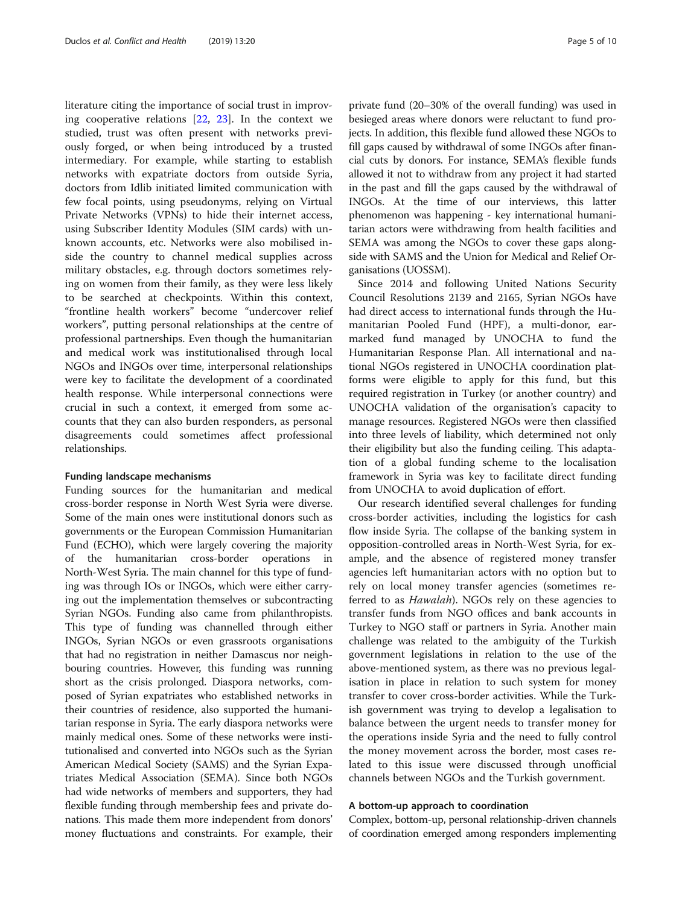literature citing the importance of social trust in improving cooperative relations [22, 23]. In the context we studied, trust was often present with networks previously forged, or when being introduced by a trusted intermediary. For example, while starting to establish networks with expatriate doctors from outside Syria, doctors from Idlib initiated limited communication with few focal points, using pseudonyms, relying on Virtual Private Networks (VPNs) to hide their internet access, using Subscriber Identity Modules (SIM cards) with unknown accounts, etc. Networks were also mobilised inside the country to channel medical supplies across military obstacles, e.g. through doctors sometimes relying on women from their family, as they were less likely to be searched at checkpoints. Within this context, "frontline health workers" become "undercover relief workers", putting personal relationships at the centre of professional partnerships. Even though the humanitarian and medical work was institutionalised through local NGOs and INGOs over time, interpersonal relationships were key to facilitate the development of a coordinated health response. While interpersonal connections were crucial in such a context, it emerged from some accounts that they can also burden responders, as personal disagreements could sometimes affect professional relationships.

#### Funding landscape mechanisms

Funding sources for the humanitarian and medical cross-border response in North West Syria were diverse. Some of the main ones were institutional donors such as governments or the European Commission Humanitarian Fund (ECHO), which were largely covering the majority of the humanitarian cross-border operations in North-West Syria. The main channel for this type of funding was through IOs or INGOs, which were either carrying out the implementation themselves or subcontracting Syrian NGOs. Funding also came from philanthropists. This type of funding was channelled through either INGOs, Syrian NGOs or even grassroots organisations that had no registration in neither Damascus nor neighbouring countries. However, this funding was running short as the crisis prolonged. Diaspora networks, composed of Syrian expatriates who established networks in their countries of residence, also supported the humanitarian response in Syria. The early diaspora networks were mainly medical ones. Some of these networks were institutionalised and converted into NGOs such as the Syrian American Medical Society (SAMS) and the Syrian Expatriates Medical Association (SEMA). Since both NGOs had wide networks of members and supporters, they had flexible funding through membership fees and private donations. This made them more independent from donors' money fluctuations and constraints. For example, their private fund (20–30% of the overall funding) was used in besieged areas where donors were reluctant to fund projects. In addition, this flexible fund allowed these NGOs to fill gaps caused by withdrawal of some INGOs after financial cuts by donors. For instance, SEMA's flexible funds allowed it not to withdraw from any project it had started in the past and fill the gaps caused by the withdrawal of INGOs. At the time of our interviews, this latter phenomenon was happening - key international humanitarian actors were withdrawing from health facilities and SEMA was among the NGOs to cover these gaps alongside with SAMS and the Union for Medical and Relief Organisations (UOSSM).

Since 2014 and following United Nations Security Council Resolutions 2139 and 2165, Syrian NGOs have had direct access to international funds through the Humanitarian Pooled Fund (HPF), a multi-donor, earmarked fund managed by UNOCHA to fund the Humanitarian Response Plan. All international and national NGOs registered in UNOCHA coordination platforms were eligible to apply for this fund, but this required registration in Turkey (or another country) and UNOCHA validation of the organisation's capacity to manage resources. Registered NGOs were then classified into three levels of liability, which determined not only their eligibility but also the funding ceiling. This adaptation of a global funding scheme to the localisation framework in Syria was key to facilitate direct funding from UNOCHA to avoid duplication of effort.

Our research identified several challenges for funding cross-border activities, including the logistics for cash flow inside Syria. The collapse of the banking system in opposition-controlled areas in North-West Syria, for example, and the absence of registered money transfer agencies left humanitarian actors with no option but to rely on local money transfer agencies (sometimes referred to as *Hawalah*). NGOs rely on these agencies to transfer funds from NGO offices and bank accounts in Turkey to NGO staff or partners in Syria. Another main challenge was related to the ambiguity of the Turkish government legislations in relation to the use of the above-mentioned system, as there was no previous legalisation in place in relation to such system for money transfer to cover cross-border activities. While the Turkish government was trying to develop a legalisation to balance between the urgent needs to transfer money for the operations inside Syria and the need to fully control the money movement across the border, most cases related to this issue were discussed through unofficial channels between NGOs and the Turkish government.

#### A bottom-up approach to coordination

Complex, bottom-up, personal relationship-driven channels of coordination emerged among responders implementing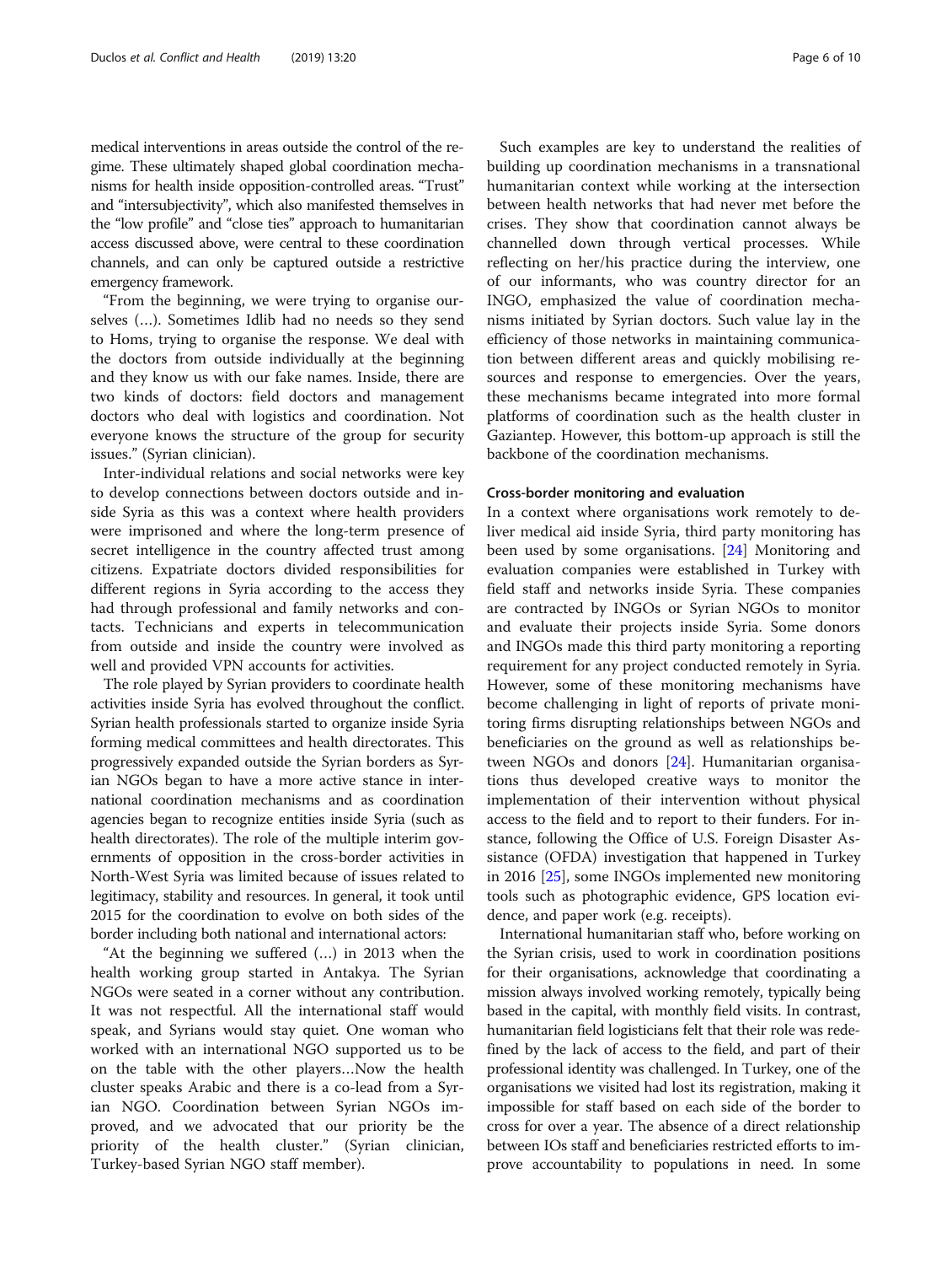medical interventions in areas outside the control of the regime. These ultimately shaped global coordination mechanisms for health inside opposition-controlled areas. "Trust" and "intersubjectivity", which also manifested themselves in the "low profile" and "close ties" approach to humanitarian access discussed above, were central to these coordination channels, and can only be captured outside a restrictive emergency framework.

"From the beginning, we were trying to organise ourselves (…). Sometimes Idlib had no needs so they send to Homs, trying to organise the response. We deal with the doctors from outside individually at the beginning and they know us with our fake names. Inside, there are two kinds of doctors: field doctors and management doctors who deal with logistics and coordination. Not everyone knows the structure of the group for security issues." (Syrian clinician).

Inter-individual relations and social networks were key to develop connections between doctors outside and inside Syria as this was a context where health providers were imprisoned and where the long-term presence of secret intelligence in the country affected trust among citizens. Expatriate doctors divided responsibilities for different regions in Syria according to the access they had through professional and family networks and contacts. Technicians and experts in telecommunication from outside and inside the country were involved as well and provided VPN accounts for activities.

The role played by Syrian providers to coordinate health activities inside Syria has evolved throughout the conflict. Syrian health professionals started to organize inside Syria forming medical committees and health directorates. This progressively expanded outside the Syrian borders as Syrian NGOs began to have a more active stance in international coordination mechanisms and as coordination agencies began to recognize entities inside Syria (such as health directorates). The role of the multiple interim governments of opposition in the cross-border activities in North-West Syria was limited because of issues related to legitimacy, stability and resources. In general, it took until 2015 for the coordination to evolve on both sides of the border including both national and international actors:

"At the beginning we suffered (…) in 2013 when the health working group started in Antakya. The Syrian NGOs were seated in a corner without any contribution. It was not respectful. All the international staff would speak, and Syrians would stay quiet. One woman who worked with an international NGO supported us to be on the table with the other players…Now the health cluster speaks Arabic and there is a co-lead from a Syrian NGO. Coordination between Syrian NGOs improved, and we advocated that our priority be the priority of the health cluster." (Syrian clinician, Turkey-based Syrian NGO staff member).

Such examples are key to understand the realities of building up coordination mechanisms in a transnational humanitarian context while working at the intersection between health networks that had never met before the crises. They show that coordination cannot always be channelled down through vertical processes. While reflecting on her/his practice during the interview, one of our informants, who was country director for an INGO, emphasized the value of coordination mechanisms initiated by Syrian doctors. Such value lay in the efficiency of those networks in maintaining communication between different areas and quickly mobilising resources and response to emergencies. Over the years, these mechanisms became integrated into more formal platforms of coordination such as the health cluster in Gaziantep. However, this bottom-up approach is still the backbone of the coordination mechanisms.

### Cross-border monitoring and evaluation

In a context where organisations work remotely to deliver medical aid inside Syria, third party monitoring has been used by some organisations. [24] Monitoring and evaluation companies were established in Turkey with field staff and networks inside Syria. These companies are contracted by INGOs or Syrian NGOs to monitor and evaluate their projects inside Syria. Some donors and INGOs made this third party monitoring a reporting requirement for any project conducted remotely in Syria. However, some of these monitoring mechanisms have become challenging in light of reports of private monitoring firms disrupting relationships between NGOs and beneficiaries on the ground as well as relationships between NGOs and donors [24]. Humanitarian organisations thus developed creative ways to monitor the implementation of their intervention without physical access to the field and to report to their funders. For instance, following the Office of U.S. Foreign Disaster Assistance (OFDA) investigation that happened in Turkey in 2016 [25], some INGOs implemented new monitoring tools such as photographic evidence, GPS location evidence, and paper work (e.g. receipts).

International humanitarian staff who, before working on the Syrian crisis, used to work in coordination positions for their organisations, acknowledge that coordinating a mission always involved working remotely, typically being based in the capital, with monthly field visits. In contrast, humanitarian field logisticians felt that their role was redefined by the lack of access to the field, and part of their professional identity was challenged. In Turkey, one of the organisations we visited had lost its registration, making it impossible for staff based on each side of the border to cross for over a year. The absence of a direct relationship between IOs staff and beneficiaries restricted efforts to improve accountability to populations in need. In some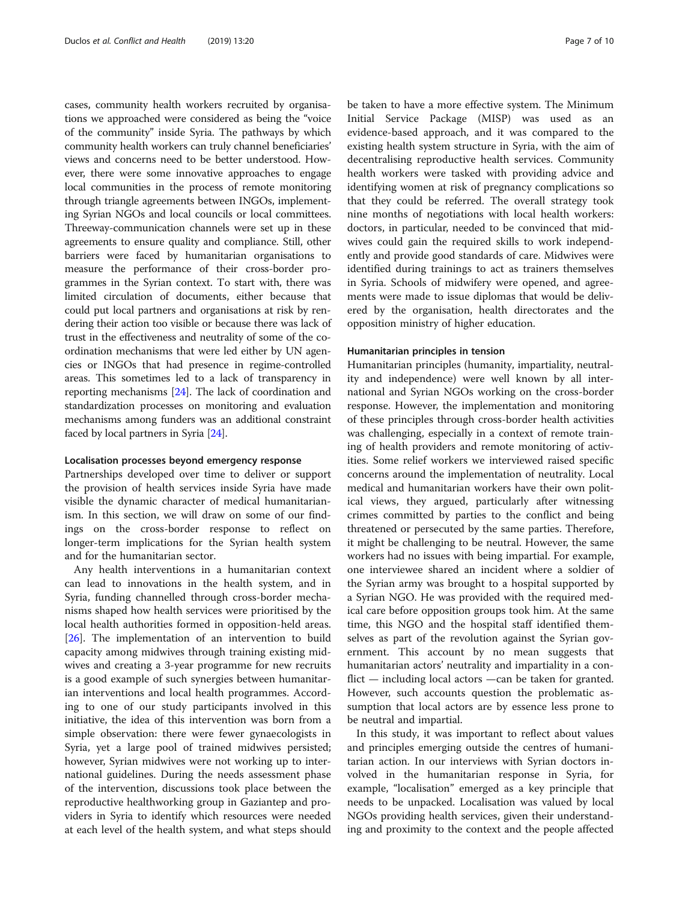cases, community health workers recruited by organisations we approached were considered as being the "voice of the community" inside Syria. The pathways by which community health workers can truly channel beneficiaries' views and concerns need to be better understood. However, there were some innovative approaches to engage local communities in the process of remote monitoring through triangle agreements between INGOs, implementing Syrian NGOs and local councils or local committees. Threeway-communication channels were set up in these agreements to ensure quality and compliance. Still, other barriers were faced by humanitarian organisations to measure the performance of their cross-border programmes in the Syrian context. To start with, there was limited circulation of documents, either because that could put local partners and organisations at risk by rendering their action too visible or because there was lack of trust in the effectiveness and neutrality of some of the coordination mechanisms that were led either by UN agencies or INGOs that had presence in regime-controlled areas. This sometimes led to a lack of transparency in reporting mechanisms [24]. The lack of coordination and standardization processes on monitoring and evaluation mechanisms among funders was an additional constraint faced by local partners in Syria [24].

#### Localisation processes beyond emergency response

Partnerships developed over time to deliver or support the provision of health services inside Syria have made visible the dynamic character of medical humanitarianism. In this section, we will draw on some of our findings on the cross-border response to reflect on longer-term implications for the Syrian health system and for the humanitarian sector.

Any health interventions in a humanitarian context can lead to innovations in the health system, and in Syria, funding channelled through cross-border mechanisms shaped how health services were prioritised by the local health authorities formed in opposition-held areas. [26]. The implementation of an intervention to build capacity among midwives through training existing midwives and creating a 3-year programme for new recruits is a good example of such synergies between humanitarian interventions and local health programmes. According to one of our study participants involved in this initiative, the idea of this intervention was born from a simple observation: there were fewer gynaecologists in Syria, yet a large pool of trained midwives persisted; however, Syrian midwives were not working up to international guidelines. During the needs assessment phase of the intervention, discussions took place between the reproductive healthworking group in Gaziantep and providers in Syria to identify which resources were needed at each level of the health system, and what steps should be taken to have a more effective system. The Minimum Initial Service Package (MISP) was used as an evidence-based approach, and it was compared to the existing health system structure in Syria, with the aim of decentralising reproductive health services. Community health workers were tasked with providing advice and identifying women at risk of pregnancy complications so that they could be referred. The overall strategy took nine months of negotiations with local health workers: doctors, in particular, needed to be convinced that midwives could gain the required skills to work independently and provide good standards of care. Midwives were identified during trainings to act as trainers themselves in Syria. Schools of midwifery were opened, and agreements were made to issue diplomas that would be delivered by the organisation, health directorates and the opposition ministry of higher education.

#### Humanitarian principles in tension

Humanitarian principles (humanity, impartiality, neutrality and independence) were well known by all international and Syrian NGOs working on the cross-border response. However, the implementation and monitoring of these principles through cross-border health activities was challenging, especially in a context of remote training of health providers and remote monitoring of activities. Some relief workers we interviewed raised specific concerns around the implementation of neutrality. Local medical and humanitarian workers have their own political views, they argued, particularly after witnessing crimes committed by parties to the conflict and being threatened or persecuted by the same parties. Therefore, it might be challenging to be neutral. However, the same workers had no issues with being impartial. For example, one interviewee shared an incident where a soldier of the Syrian army was brought to a hospital supported by a Syrian NGO. He was provided with the required medical care before opposition groups took him. At the same time, this NGO and the hospital staff identified themselves as part of the revolution against the Syrian government. This account by no mean suggests that humanitarian actors' neutrality and impartiality in a conflict — including local actors —can be taken for granted. However, such accounts question the problematic assumption that local actors are by essence less prone to be neutral and impartial.

In this study, it was important to reflect about values and principles emerging outside the centres of humanitarian action. In our interviews with Syrian doctors involved in the humanitarian response in Syria, for example, "localisation" emerged as a key principle that needs to be unpacked. Localisation was valued by local NGOs providing health services, given their understanding and proximity to the context and the people affected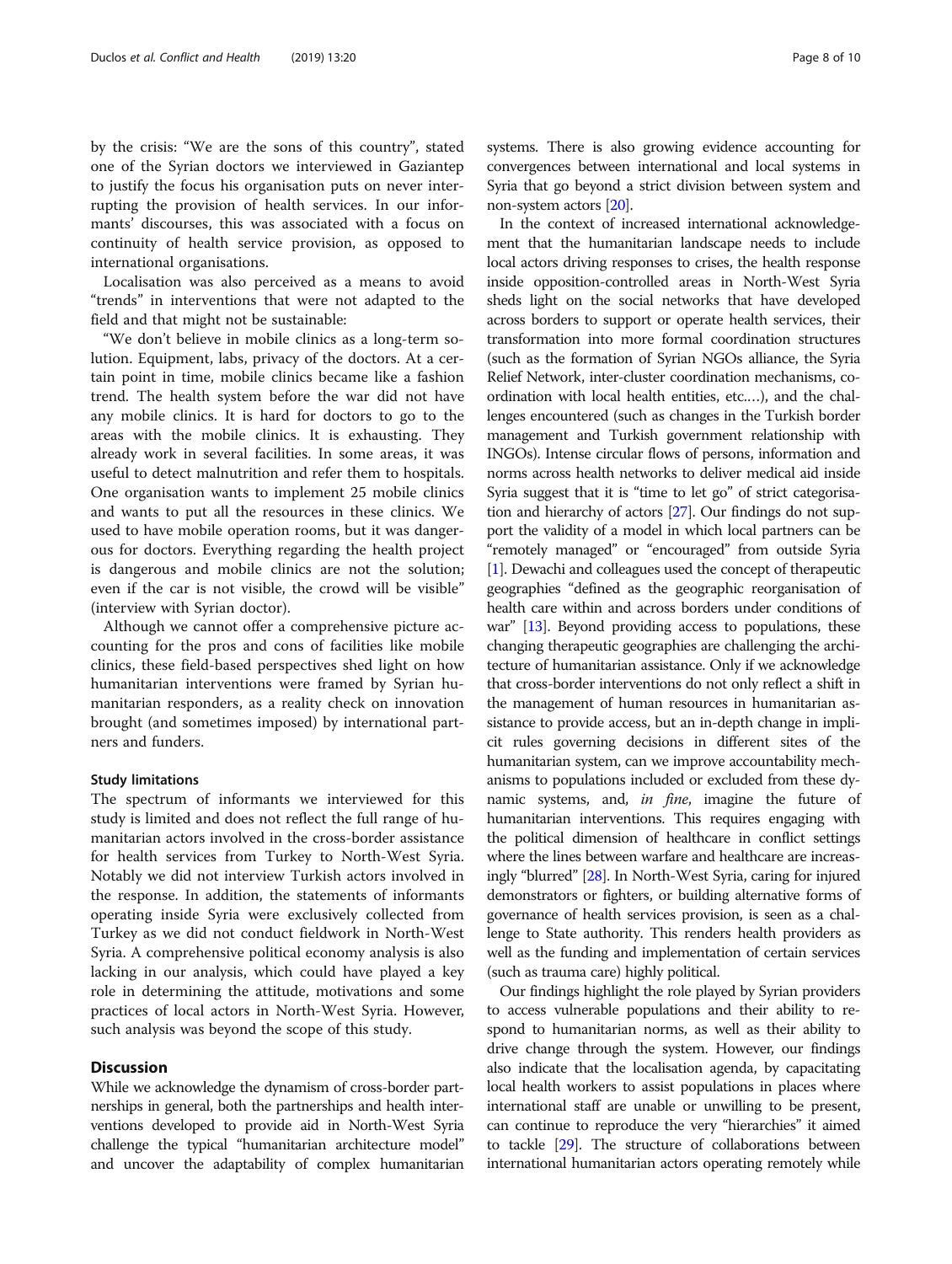by the crisis: "We are the sons of this country", stated one of the Syrian doctors we interviewed in Gaziantep to justify the focus his organisation puts on never interrupting the provision of health services. In our informants' discourses, this was associated with a focus on continuity of health service provision, as opposed to international organisations.

Localisation was also perceived as a means to avoid "trends" in interventions that were not adapted to the field and that might not be sustainable:

"We don't believe in mobile clinics as a long-term solution. Equipment, labs, privacy of the doctors. At a certain point in time, mobile clinics became like a fashion trend. The health system before the war did not have any mobile clinics. It is hard for doctors to go to the areas with the mobile clinics. It is exhausting. They already work in several facilities. In some areas, it was useful to detect malnutrition and refer them to hospitals. One organisation wants to implement 25 mobile clinics and wants to put all the resources in these clinics. We used to have mobile operation rooms, but it was dangerous for doctors. Everything regarding the health project is dangerous and mobile clinics are not the solution; even if the car is not visible, the crowd will be visible" (interview with Syrian doctor).

Although we cannot offer a comprehensive picture accounting for the pros and cons of facilities like mobile clinics, these field-based perspectives shed light on how humanitarian interventions were framed by Syrian humanitarian responders, as a reality check on innovation brought (and sometimes imposed) by international partners and funders.

#### Study limitations

The spectrum of informants we interviewed for this study is limited and does not reflect the full range of humanitarian actors involved in the cross-border assistance for health services from Turkey to North-West Syria. Notably we did not interview Turkish actors involved in the response. In addition, the statements of informants operating inside Syria were exclusively collected from Turkey as we did not conduct fieldwork in North-West Syria. A comprehensive political economy analysis is also lacking in our analysis, which could have played a key role in determining the attitude, motivations and some practices of local actors in North-West Syria. However, such analysis was beyond the scope of this study.

## Discussion

While we acknowledge the dynamism of cross-border partnerships in general, both the partnerships and health interventions developed to provide aid in North-West Syria challenge the typical "humanitarian architecture model" and uncover the adaptability of complex humanitarian systems. There is also growing evidence accounting for convergences between international and local systems in Syria that go beyond a strict division between system and non-system actors [20].

In the context of increased international acknowledgement that the humanitarian landscape needs to include local actors driving responses to crises, the health response inside opposition-controlled areas in North-West Syria sheds light on the social networks that have developed across borders to support or operate health services, their transformation into more formal coordination structures (such as the formation of Syrian NGOs alliance, the Syria Relief Network, inter-cluster coordination mechanisms, coordination with local health entities, etc.…), and the challenges encountered (such as changes in the Turkish border management and Turkish government relationship with INGOs). Intense circular flows of persons, information and norms across health networks to deliver medical aid inside Syria suggest that it is "time to let go" of strict categorisation and hierarchy of actors [27]. Our findings do not support the validity of a model in which local partners can be "remotely managed" or "encouraged" from outside Syria [1]. Dewachi and colleagues used the concept of therapeutic geographies "defined as the geographic reorganisation of health care within and across borders under conditions of war" [13]. Beyond providing access to populations, these changing therapeutic geographies are challenging the architecture of humanitarian assistance. Only if we acknowledge that cross-border interventions do not only reflect a shift in the management of human resources in humanitarian assistance to provide access, but an in-depth change in implicit rules governing decisions in different sites of the humanitarian system, can we improve accountability mechanisms to populations included or excluded from these dynamic systems, and, *in fine*, imagine the future of humanitarian interventions. This requires engaging with the political dimension of healthcare in conflict settings where the lines between warfare and healthcare are increasingly "blurred" [28]. In North-West Syria, caring for injured demonstrators or fighters, or building alternative forms of governance of health services provision, is seen as a challenge to State authority. This renders health providers as well as the funding and implementation of certain services (such as trauma care) highly political.

Our findings highlight the role played by Syrian providers to access vulnerable populations and their ability to respond to humanitarian norms, as well as their ability to drive change through the system. However, our findings also indicate that the localisation agenda, by capacitating local health workers to assist populations in places where international staff are unable or unwilling to be present, can continue to reproduce the very "hierarchies" it aimed to tackle [29]. The structure of collaborations between international humanitarian actors operating remotely while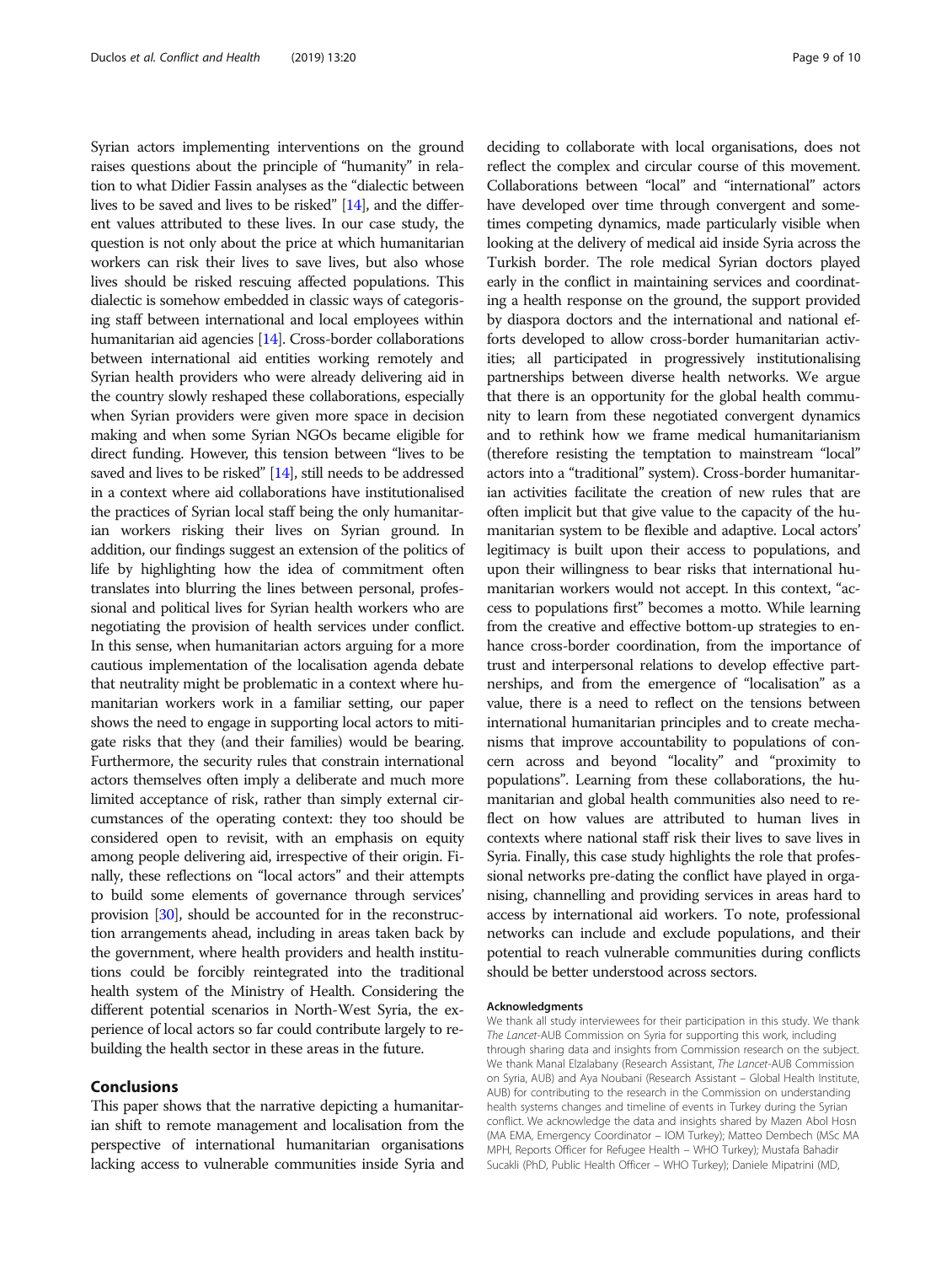Syrian actors implementing interventions on the ground raises questions about the principle of "humanity" in relation to what Didier Fassin analyses as the "dialectic between lives to be saved and lives to be risked" [14], and the different values attributed to these lives. In our case study, the question is not only about the price at which humanitarian workers can risk their lives to save lives, but also whose lives should be risked rescuing affected populations. This dialectic is somehow embedded in classic ways of categorising staff between international and local employees within humanitarian aid agencies [14]. Cross-border collaborations between international aid entities working remotely and Syrian health providers who were already delivering aid in the country slowly reshaped these collaborations, especially when Syrian providers were given more space in decision making and when some Syrian NGOs became eligible for direct funding. However, this tension between "lives to be saved and lives to be risked" [14], still needs to be addressed in a context where aid collaborations have institutionalised the practices of Syrian local staff being the only humanitarian workers risking their lives on Syrian ground. In addition, our findings suggest an extension of the politics of life by highlighting how the idea of commitment often translates into blurring the lines between personal, professional and political lives for Syrian health workers who are negotiating the provision of health services under conflict. In this sense, when humanitarian actors arguing for a more cautious implementation of the localisation agenda debate that neutrality might be problematic in a context where humanitarian workers work in a familiar setting, our paper shows the need to engage in supporting local actors to mitigate risks that they (and their families) would be bearing. Furthermore, the security rules that constrain international actors themselves often imply a deliberate and much more limited acceptance of risk, rather than simply external circumstances of the operating context: they too should be considered open to revisit, with an emphasis on equity among people delivering aid, irrespective of their origin. Finally, these reflections on "local actors" and their attempts to build some elements of governance through services' provision [30], should be accounted for in the reconstruction arrangements ahead, including in areas taken back by the government, where health providers and health institutions could be forcibly reintegrated into the traditional health system of the Ministry of Health. Considering the different potential scenarios in North-West Syria, the experience of local actors so far could contribute largely to rebuilding the health sector in these areas in the future.

## Conclusions

This paper shows that the narrative depicting a humanitarian shift to remote management and localisation from the perspective of international humanitarian organisations lacking access to vulnerable communities inside Syria and deciding to collaborate with local organisations, does not reflect the complex and circular course of this movement. Collaborations between "local" and "international" actors have developed over time through convergent and sometimes competing dynamics, made particularly visible when looking at the delivery of medical aid inside Syria across the Turkish border. The role medical Syrian doctors played early in the conflict in maintaining services and coordinating a health response on the ground, the support provided by diaspora doctors and the international and national efforts developed to allow cross-border humanitarian activities; all participated in progressively institutionalising partnerships between diverse health networks. We argue that there is an opportunity for the global health community to learn from these negotiated convergent dynamics and to rethink how we frame medical humanitarianism (therefore resisting the temptation to mainstream "local" actors into a "traditional" system). Cross-border humanitarian activities facilitate the creation of new rules that are often implicit but that give value to the capacity of the humanitarian system to be flexible and adaptive. Local actors' legitimacy is built upon their access to populations, and upon their willingness to bear risks that international humanitarian workers would not accept. In this context, "access to populations first" becomes a motto. While learning from the creative and effective bottom-up strategies to enhance cross-border coordination, from the importance of trust and interpersonal relations to develop effective partnerships, and from the emergence of "localisation" as a value, there is a need to reflect on the tensions between international humanitarian principles and to create mechanisms that improve accountability to populations of concern across and beyond "locality" and "proximity to populations". Learning from these collaborations, the humanitarian and global health communities also need to reflect on how values are attributed to human lives in contexts where national staff risk their lives to save lives in Syria. Finally, this case study highlights the role that professional networks pre-dating the conflict have played in organising, channelling and providing services in areas hard to access by international aid workers. To note, professional networks can include and exclude populations, and their potential to reach vulnerable communities during conflicts should be better understood across sectors.

#### Acknowledgments

We thank all study interviewees for their participation in this study. We thank *The Lancet*-AUB Commission on Syria for supporting this work, including through sharing data and insights from Commission research on the subject. We thank Manal Elzalabany (Research Assistant, *The Lancet*-AUB Commission on Syria, AUB) and Aya Noubani (Research Assistant – Global Health Institute, AUB) for contributing to the research in the Commission on understanding health systems changes and timeline of events in Turkey during the Syrian conflict. We acknowledge the data and insights shared by Mazen Abol Hosn (MA EMA, Emergency Coordinator – IOM Turkey); Matteo Dembech (MSc MA MPH, Reports Officer for Refugee Health – WHO Turkey); Mustafa Bahadir Sucakli (PhD, Public Health Officer – WHO Turkey); Daniele Mipatrini (MD,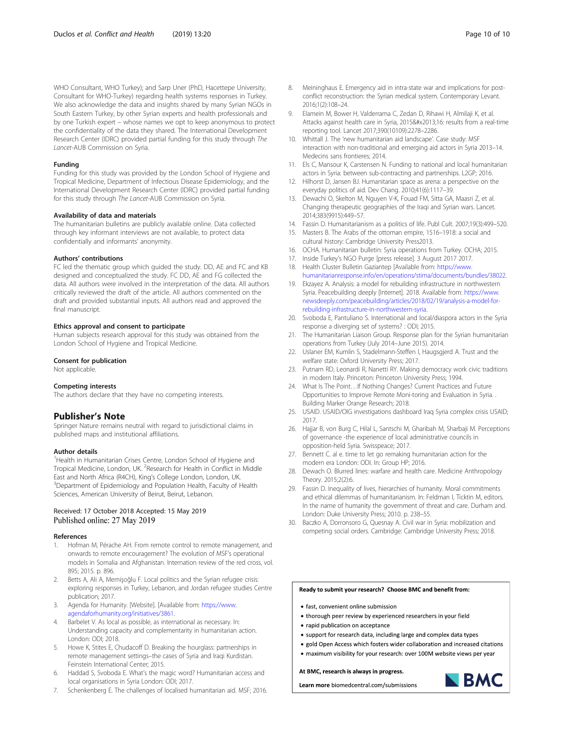WHO Consultant, WHO Turkey); and Sarp Uner (PhD, Hacettepe University, Consultant for WHO-Turkey) regarding health systems responses in Turkey. We also acknowledge the data and insights shared by many Syrian NGOs in South Eastern Turkey, by other Syrian experts and health professionals and by one Turkish expert – whose names we opt to keep anonymous to protect the confidentiality of the data they shared. The International Development Research Center (IDRC) provided partial funding for this study through *The Lancet*-AUB Commission on Syria.

#### Funding

Funding for this study was provided by the London School of Hygiene and Tropical Medicine, Department of Infectious Disease Epidemiology, and the International Development Research Center (IDRC) provided partial funding for this study through *The Lancet*-AUB Commission on Syria.

#### Availability of data and materials

The humanitarian bulletins are publicly available online. Data collected through key informant interviews are not available, to protect data confidentially and informants' anonymity.

#### Authors' contributions

FC led the thematic group which guided the study. DD, AE and FC and KB designed and conceptualized the study. FC DD, AE and FG collected the data. All authors were involved in the interpretation of the data. All authors critically reviewed the draft of the article. All authors commented on the draft and provided substantial inputs. All authors read and approved the final manuscript.

#### Ethics approval and consent to participate

Human subjects research approval for this study was obtained from the London School of Hygiene and Tropical Medicine.

#### Consent for publication

Not applicable.

#### Competing interests

The authors declare that they have no competing interests.

## Publisher's Note

Springer Nature remains neutral with regard to jurisdictional claims in published maps and institutional affiliations.

#### Author details

[1]Health in Humanitarian Crises Centre, London School of Hygiene and Tropical Medicine, London, UK. [2]Research for Health in Conflict in Middle East and North Africa (R4CH), King's College London, London, UK. [3]Department of Epidemiology and Population Health, Faculty of Health Sciences, American University of Beirut, Beirut, Lebanon.

Received: 17 October 2018 Accepted: 15 May 2019
Published online: 27 May 2019

#### References

1. Hofman M, Pérache AH. From remote control to remote management, and onwards to remote encouragement? The evolution of MSF's operational models in Somalia and Afghanistan. Internation review of the red cross, vol. 895; 2015. p. 896.
2. Betts A, Ali A, Memişoğlu F. Local politics and the Syrian refugee crisis: exploring responses in Turkey, Lebanon, and Jordan refugee studies Centre publication; 2017.
3. Agenda for Humanity. [Website]. [Available from: https://www.agendaforhumanity.org/initiatives/3861.
4. Barbelet V. As local as possible, as international as necessary. In: Understanding capacity and complementarity in humanitarian action. London: ODI; 2018.
5. Howe K, Stites E, Chudacoff D. Breaking the hourglass: partnerships in remote management settings–the cases of Syria and Iraqi Kurdistan. Feinstein International Center; 2015.
6. Haddad S, Svoboda E. What's the magic word? Humanitarian access and local organisations in Syria London: ODI; 2017.
7. Schenkenberg E. The challenges of localised humanitarian aid. MSF; 2016.
8. Meininghaus E. Emergency aid in intra-state war and implications for post-conflict reconstruction: the Syrian medical system. Contemporary Levant. 2016;1(2):108–24.
9. Elamein M, Bower H, Valderrama C, Zedan D, Rihawi H, Almilaji K, et al. Attacks against health care in Syria, 2015&#x2013;16: results from a real-time reporting tool. Lancet 2017;390(10109):2278–2286.
10. Whittall J. The 'new humanitarian aid landscape'. Case study: MSF interaction with non-traditional and emerging aid actors in Syria 2013–14. Medecins sans frontieres; 2014.
11. Els C, Mansour K, Carstensen N. Funding to national and local humanitarian actors in Syria: between sub-contracting and partnerships. L2GP; 2016.
12. Hilhorst D, Jansen BJ. Humanitarian space as arena: a perspective on the everyday politics of aid. Dev Chang. 2010;41(6):1117–39.
13. Dewachi O, Skelton M, Nguyen V-K, Fouad FM, Sitta GA, Maasri Z, et al. Changing therapeutic geographies of the Iraqi and Syrian wars. Lancet. 2014;383(9915):449–57.
14. Fassin D. Humanitarianism as a politics of life. Publ Cult. 2007;19(3):499–520.
15. Masters B. The Arabs of the ottoman empire, 1516–1918: a social and cultural history: Cambridge University Press2013.
16. OCHA. Humanitarian bulletin: Syria operations from Turkey. OCHA; 2015.
17. Inside Turkey's NGO Purge [press release]. 3 August 2017 2017.
18. Health Cluster Bulletin Gaziantep [Available from: https://www.humanitarianresponse.info/en/operations/stima/documents/bundles/38022.
19. Ekzayez A. Analysis: a model for rebuilding infrastructure in northwestern Syria. Peacebuilding deeply [Internet]. 2018. Available from: https://www.newsdeeply.com/peacebuilding/articles/2018/02/19/analysis-a-model-for-rebuilding-infrastructure-in-northwestern-syria.
20. Svoboda E, Pantuliano S. International and local/diaspora actors in the Syria response a diverging set of systems? : ODI; 2015.
21. The Humanitarian Liaison Group. Response plan for the Syrian humanitarian operations from Turkey (July 2014–June 2015). 2014.
22. Uslaner EM, Kumlin S, Stadelmann-Steffen I, Haugsgjerd A. Trust and the welfare state: Oxford University Press; 2017.
23. Putnam RD, Leonardi R, Nanetti RY. Making democracy work civic traditions in modern Italy. Princeton: Princeton University Press; 1994.
24. What Is The Point…If Nothing Changes? Current Practices and Future Opportunities to Improve Remote Moni-toring and Evaluation in Syria. . Building Marker Orange Research; 2018.
25. USAID. USAID/OIG investigations dashboard Iraq Syria complex crisis USAID; 2017.
26. Hajjar B, von Burg C, Hilal L, Santschi M, Gharibah M, Sharbaji M. Perceptions of governance -the experience of local administrative councils in opposition-held Syria. Swisspeace; 2017.
27. Bennett C. al e. time to let go remaking humanitarian action for the modern era London: ODI. In: Group HP; 2016.
28. Dewach O. Blurred lines: warfare and health care. Medicine Anthropology Theory. 2015;2(2):6.
29. Fassin D. Inequality of lives, hierarchies of humanity. Moral commitments and ethical dilemmas of humanitarianism. In: Feldman I, Ticktin M, editors. In the name of humanity the government of threat and care. Durham and. London: Duke University Press; 2010. p. 238–55.
30. Baczko A, Dorronsoro G, Quesnay A. Civil war in Syria: mobilization and competing social orders. Cambridge: Cambridge University Press; 2018.

**Ready to submit your research? Choose BMC and benefit from:**

- fast, convenient online submission
- thorough peer review by experienced researchers in your field
- rapid publication on acceptance
- support for research data, including large and complex data types
- gold Open Access which fosters wider collaboration and increased citations
- maximum visibility for your research: over 100M website views per year

**At BMC, research is always in progress.**

**Learn more** biomedcentral.com/submissions